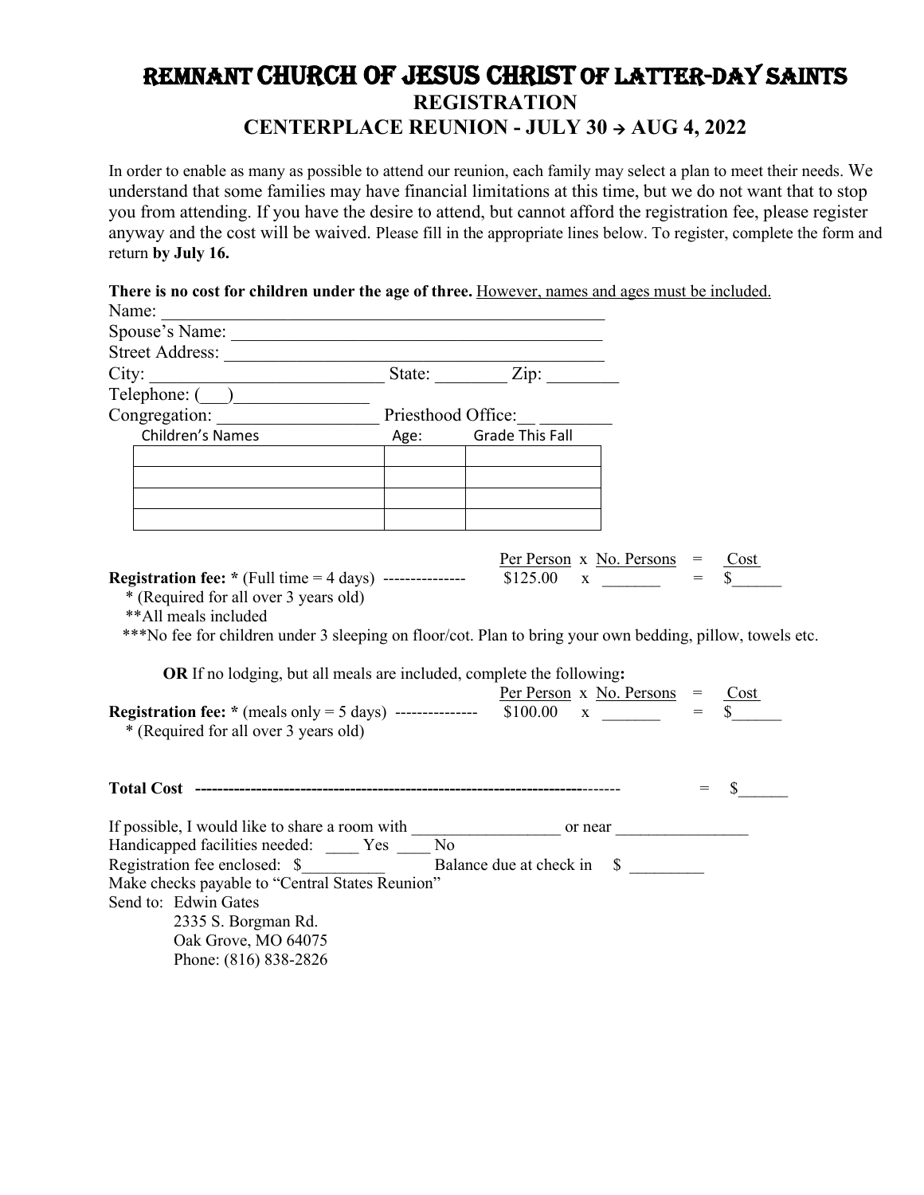# REMNANT CHURCH OF JESUS CHRIST OF LATTER-DAY SAINTS

## REGISTRATION

## CENTERPLACE REUNION - JULY 30 → AUG 4, 2022

In order to enable as many as possible to attend our reunion, each family may select a plan to meet their needs. We understand that some families may have financial limitations at this time, but we do not want that to stop you from attending. If you have the desire to attend, but cannot afford the registration fee, please register anyway and the cost will be waived. Please fill in the appropriate lines below. To register, complete the form and return **by July 16.**

**There is no cost for children under the age of three.** However, names and ages must be included.

Name: ________________________________________________

Spouse's Name: __________________________________________

Street Address: __________________________________________

City: ________________________ State: ________ Zip: ________

Telephone: (___)_______________

Congregation: _________________ Priesthood Office:__ ________

| Children's Names | Age: | Grade This Fall |
|---|---|---|
| | | |
| | | |
| | | |
| | | |

| | Per Person | x | No. Persons | = | Cost |
|---|---|---|---|---|---|
| **Registration fee: \*** (Full time = 4 days) --------------- | $125.00 | x | _______ | = | $______ |

\* (Required for all over 3 years old)

\*\*All meals included

\*\*\*No fee for children under 3 sleeping on floor/cot. Plan to bring your own bedding, pillow, towels etc.

**OR** If no lodging, but all meals are included, complete the following**:**

| | Per Person | x | No. Persons | = | Cost |
|---|---|---|---|---|---|
| **Registration fee: \*** (meals only = 5 days) --------------- | $100.00 | x | _______ | = | $______ |

\* (Required for all over 3 years old)

**Total Cost** ------------------------------------------------------------------------------- = $______

If possible, I would like to share a room with _________________ or near ________________

Handicapped facilities needed: ____ Yes ____ No

Registration fee enclosed: $_________ Balance due at check in $ ________

Make checks payable to "Central States Reunion"

Send to: Edwin Gates
2335 S. Borgman Rd.
Oak Grove, MO 64075
Phone: (816) 838-2826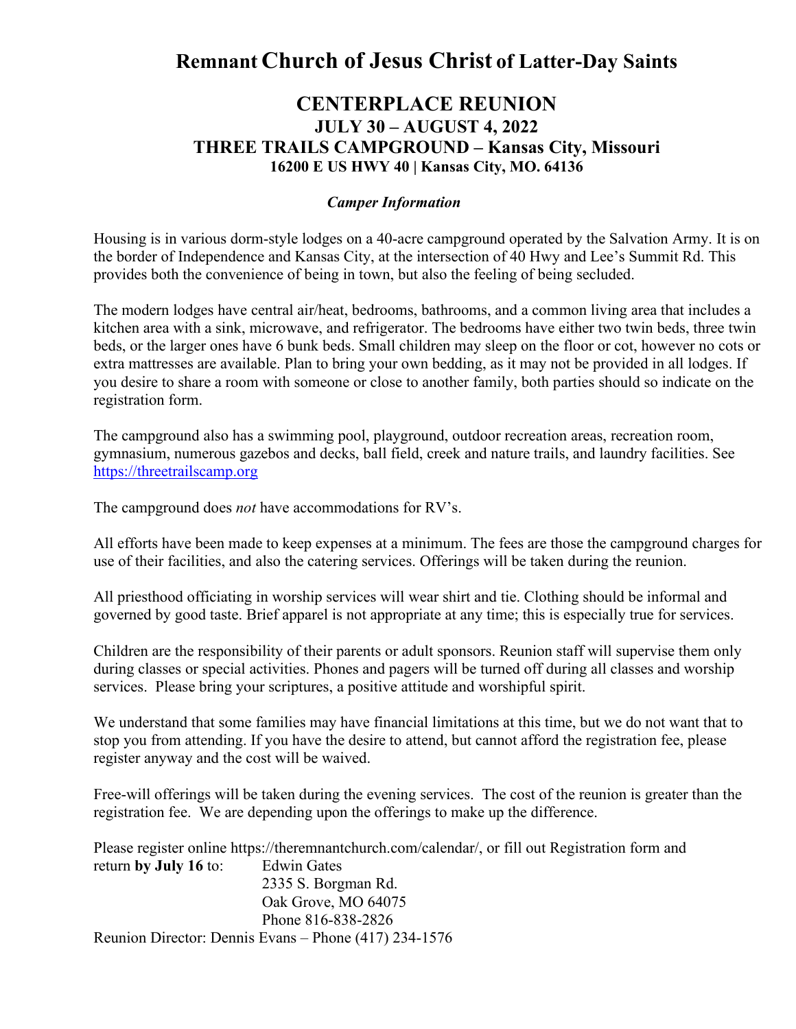# Remnant Church of Jesus Christ of Latter-Day Saints

## CENTERPLACE REUNION
### JULY 30 – AUGUST 4, 2022
### THREE TRAILS CAMPGROUND – Kansas City, Missouri
**16200 E US HWY 40 | Kansas City, MO. 64136**

***Camper Information***

Housing is in various dorm-style lodges on a 40-acre campground operated by the Salvation Army. It is on the border of Independence and Kansas City, at the intersection of 40 Hwy and Lee's Summit Rd. This provides both the convenience of being in town, but also the feeling of being secluded.

The modern lodges have central air/heat, bedrooms, bathrooms, and a common living area that includes a kitchen area with a sink, microwave, and refrigerator. The bedrooms have either two twin beds, three twin beds, or the larger ones have 6 bunk beds. Small children may sleep on the floor or cot, however no cots or extra mattresses are available. Plan to bring your own bedding, as it may not be provided in all lodges. If you desire to share a room with someone or close to another family, both parties should so indicate on the registration form.

The campground also has a swimming pool, playground, outdoor recreation areas, recreation room, gymnasium, numerous gazebos and decks, ball field, creek and nature trails, and laundry facilities. See https://threetrailscamp.org

The campground does *not* have accommodations for RV's.

All efforts have been made to keep expenses at a minimum. The fees are those the campground charges for use of their facilities, and also the catering services. Offerings will be taken during the reunion.

All priesthood officiating in worship services will wear shirt and tie. Clothing should be informal and governed by good taste. Brief apparel is not appropriate at any time; this is especially true for services.

Children are the responsibility of their parents or adult sponsors. Reunion staff will supervise them only during classes or special activities. Phones and pagers will be turned off during all classes and worship services. Please bring your scriptures, a positive attitude and worshipful spirit.

We understand that some families may have financial limitations at this time, but we do not want that to stop you from attending. If you have the desire to attend, but cannot afford the registration fee, please register anyway and the cost will be waived.

Free-will offerings will be taken during the evening services. The cost of the reunion is greater than the registration fee. We are depending upon the offerings to make up the difference.

Please register online https://theremnantchurch.com/calendar/, or fill out Registration form and return **by July 16** to:

Edwin Gates
2335 S. Borgman Rd.
Oak Grove, MO 64075
Phone 816-838-2826

Reunion Director: Dennis Evans – Phone (417) 234-1576